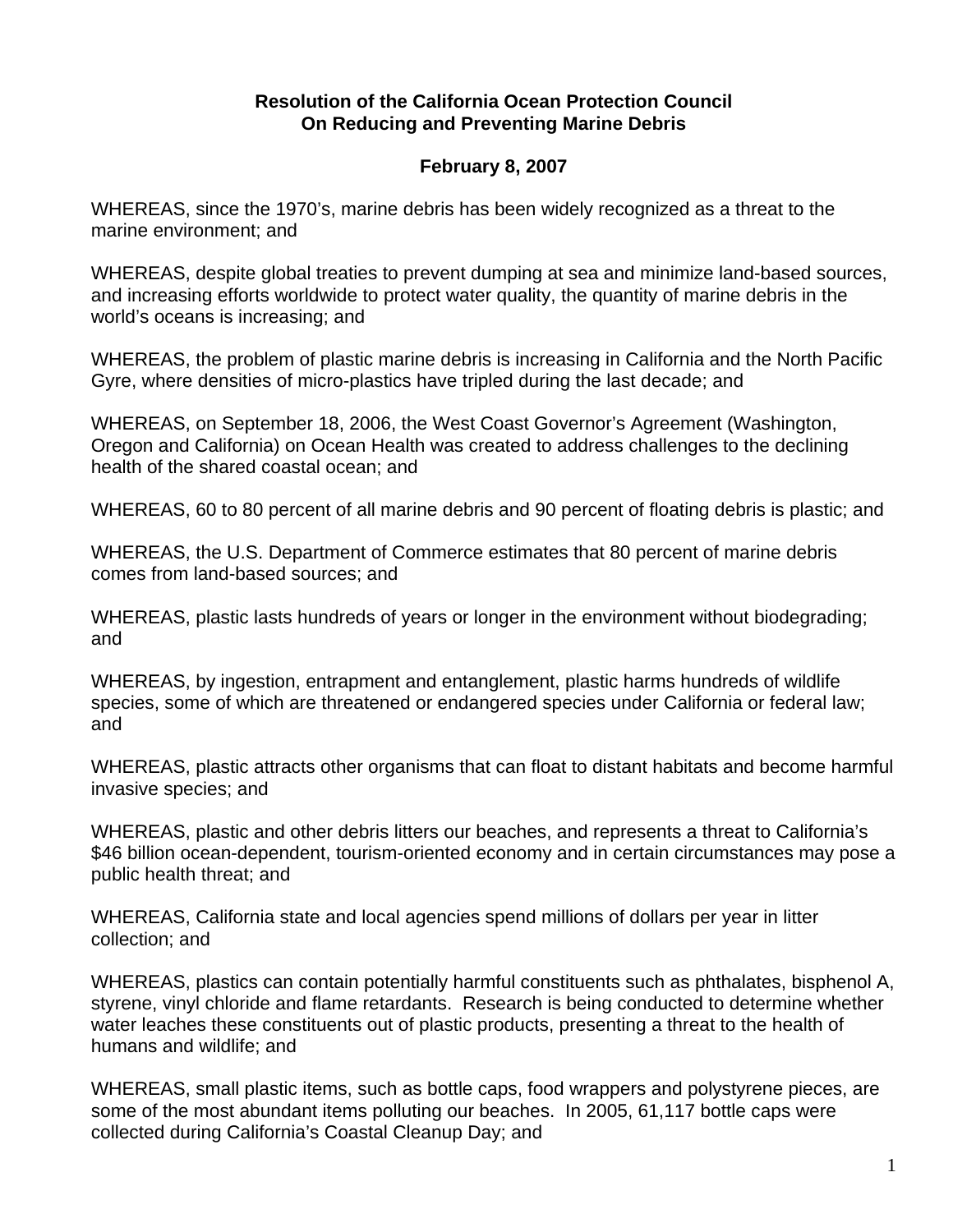**Resolution of the California Ocean Protection Council**
**On Reducing and Preventing Marine Debris**

**February 8, 2007**

WHEREAS, since the 1970's, marine debris has been widely recognized as a threat to the marine environment; and

WHEREAS, despite global treaties to prevent dumping at sea and minimize land-based sources, and increasing efforts worldwide to protect water quality, the quantity of marine debris in the world's oceans is increasing; and

WHEREAS, the problem of plastic marine debris is increasing in California and the North Pacific Gyre, where densities of micro-plastics have tripled during the last decade; and

WHEREAS, on September 18, 2006, the West Coast Governor's Agreement (Washington, Oregon and California) on Ocean Health was created to address challenges to the declining health of the shared coastal ocean; and

WHEREAS, 60 to 80 percent of all marine debris and 90 percent of floating debris is plastic; and

WHEREAS, the U.S. Department of Commerce estimates that 80 percent of marine debris comes from land-based sources; and

WHEREAS, plastic lasts hundreds of years or longer in the environment without biodegrading; and

WHEREAS, by ingestion, entrapment and entanglement, plastic harms hundreds of wildlife species, some of which are threatened or endangered species under California or federal law; and

WHEREAS, plastic attracts other organisms that can float to distant habitats and become harmful invasive species; and

WHEREAS, plastic and other debris litters our beaches, and represents a threat to California's $46 billion ocean-dependent, tourism-oriented economy and in certain circumstances may pose a public health threat; and

WHEREAS, California state and local agencies spend millions of dollars per year in litter collection; and

WHEREAS, plastics can contain potentially harmful constituents such as phthalates, bisphenol A, styrene, vinyl chloride and flame retardants. Research is being conducted to determine whether water leaches these constituents out of plastic products, presenting a threat to the health of humans and wildlife; and

WHEREAS, small plastic items, such as bottle caps, food wrappers and polystyrene pieces, are some of the most abundant items polluting our beaches. In 2005, 61,117 bottle caps were collected during California's Coastal Cleanup Day; and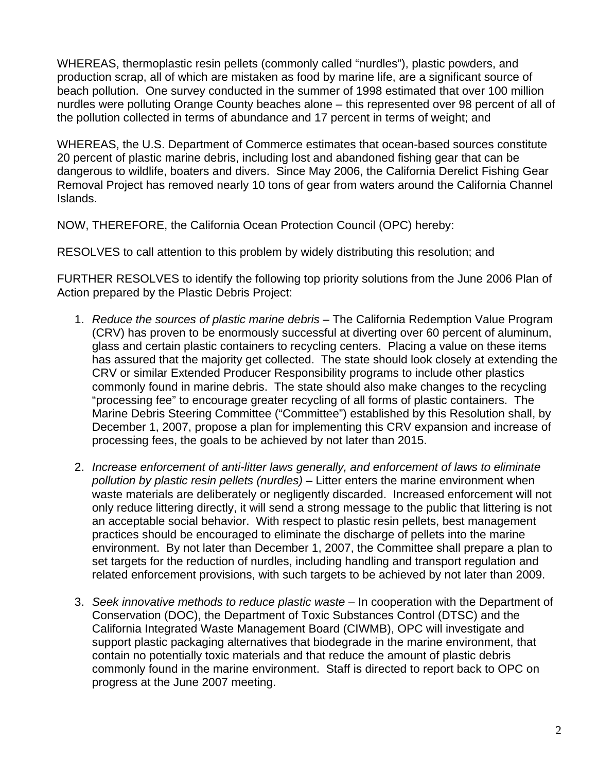WHEREAS, thermoplastic resin pellets (commonly called "nurdles"), plastic powders, and production scrap, all of which are mistaken as food by marine life, are a significant source of beach pollution. One survey conducted in the summer of 1998 estimated that over 100 million nurdles were polluting Orange County beaches alone – this represented over 98 percent of all of the pollution collected in terms of abundance and 17 percent in terms of weight; and

WHEREAS, the U.S. Department of Commerce estimates that ocean-based sources constitute 20 percent of plastic marine debris, including lost and abandoned fishing gear that can be dangerous to wildlife, boaters and divers. Since May 2006, the California Derelict Fishing Gear Removal Project has removed nearly 10 tons of gear from waters around the California Channel Islands.

NOW, THEREFORE, the California Ocean Protection Council (OPC) hereby:

RESOLVES to call attention to this problem by widely distributing this resolution; and

FURTHER RESOLVES to identify the following top priority solutions from the June 2006 Plan of Action prepared by the Plastic Debris Project:

1. *Reduce the sources of plastic marine debris* – The California Redemption Value Program (CRV) has proven to be enormously successful at diverting over 60 percent of aluminum, glass and certain plastic containers to recycling centers. Placing a value on these items has assured that the majority get collected. The state should look closely at extending the CRV or similar Extended Producer Responsibility programs to include other plastics commonly found in marine debris. The state should also make changes to the recycling "processing fee" to encourage greater recycling of all forms of plastic containers. The Marine Debris Steering Committee ("Committee") established by this Resolution shall, by December 1, 2007, propose a plan for implementing this CRV expansion and increase of processing fees, the goals to be achieved by not later than 2015.

2. *Increase enforcement of anti-litter laws generally, and enforcement of laws to eliminate pollution by plastic resin pellets (nurdles)* – Litter enters the marine environment when waste materials are deliberately or negligently discarded. Increased enforcement will not only reduce littering directly, it will send a strong message to the public that littering is not an acceptable social behavior. With respect to plastic resin pellets, best management practices should be encouraged to eliminate the discharge of pellets into the marine environment. By not later than December 1, 2007, the Committee shall prepare a plan to set targets for the reduction of nurdles, including handling and transport regulation and related enforcement provisions, with such targets to be achieved by not later than 2009.

3. *Seek innovative methods to reduce plastic waste* – In cooperation with the Department of Conservation (DOC), the Department of Toxic Substances Control (DTSC) and the California Integrated Waste Management Board (CIWMB), OPC will investigate and support plastic packaging alternatives that biodegrade in the marine environment, that contain no potentially toxic materials and that reduce the amount of plastic debris commonly found in the marine environment. Staff is directed to report back to OPC on progress at the June 2007 meeting.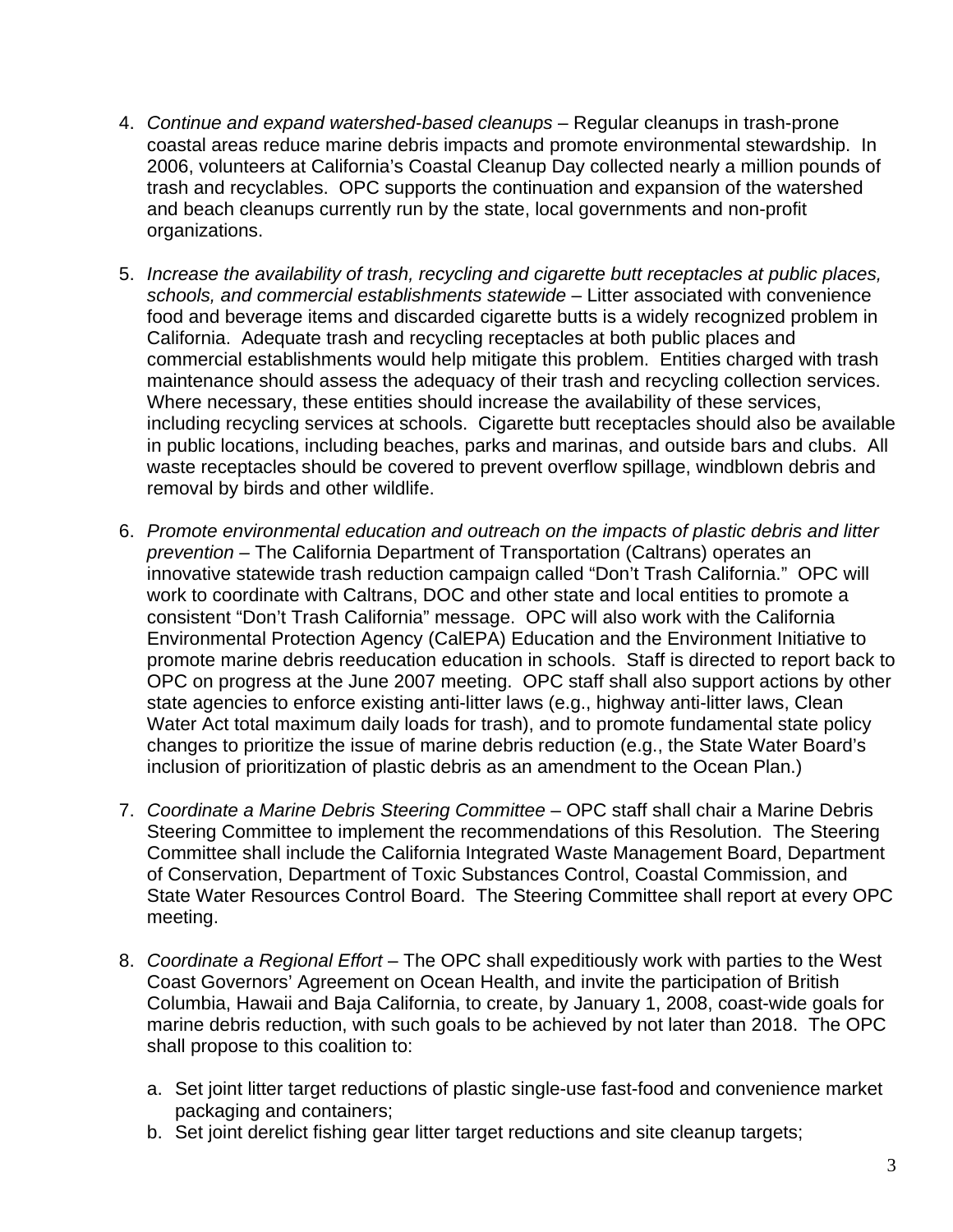4. *Continue and expand watershed-based cleanups* – Regular cleanups in trash-prone coastal areas reduce marine debris impacts and promote environmental stewardship. In 2006, volunteers at California's Coastal Cleanup Day collected nearly a million pounds of trash and recyclables. OPC supports the continuation and expansion of the watershed and beach cleanups currently run by the state, local governments and non-profit organizations.

5. *Increase the availability of trash, recycling and cigarette butt receptacles at public places, schools, and commercial establishments statewide* – Litter associated with convenience food and beverage items and discarded cigarette butts is a widely recognized problem in California. Adequate trash and recycling receptacles at both public places and commercial establishments would help mitigate this problem. Entities charged with trash maintenance should assess the adequacy of their trash and recycling collection services. Where necessary, these entities should increase the availability of these services, including recycling services at schools. Cigarette butt receptacles should also be available in public locations, including beaches, parks and marinas, and outside bars and clubs. All waste receptacles should be covered to prevent overflow spillage, windblown debris and removal by birds and other wildlife.

6. *Promote environmental education and outreach on the impacts of plastic debris and litter prevention* – The California Department of Transportation (Caltrans) operates an innovative statewide trash reduction campaign called "Don't Trash California." OPC will work to coordinate with Caltrans, DOC and other state and local entities to promote a consistent "Don't Trash California" message. OPC will also work with the California Environmental Protection Agency (CalEPA) Education and the Environment Initiative to promote marine debris reeducation education in schools. Staff is directed to report back to OPC on progress at the June 2007 meeting. OPC staff shall also support actions by other state agencies to enforce existing anti-litter laws (e.g., highway anti-litter laws, Clean Water Act total maximum daily loads for trash), and to promote fundamental state policy changes to prioritize the issue of marine debris reduction (e.g., the State Water Board's inclusion of prioritization of plastic debris as an amendment to the Ocean Plan.)

7. *Coordinate a Marine Debris Steering Committee* – OPC staff shall chair a Marine Debris Steering Committee to implement the recommendations of this Resolution. The Steering Committee shall include the California Integrated Waste Management Board, Department of Conservation, Department of Toxic Substances Control, Coastal Commission, and State Water Resources Control Board. The Steering Committee shall report at every OPC meeting.

8. *Coordinate a Regional Effort* – The OPC shall expeditiously work with parties to the West Coast Governors' Agreement on Ocean Health, and invite the participation of British Columbia, Hawaii and Baja California, to create, by January 1, 2008, coast-wide goals for marine debris reduction, with such goals to be achieved by not later than 2018. The OPC shall propose to this coalition to:

   a. Set joint litter target reductions of plastic single-use fast-food and convenience market packaging and containers;
   b. Set joint derelict fishing gear litter target reductions and site cleanup targets;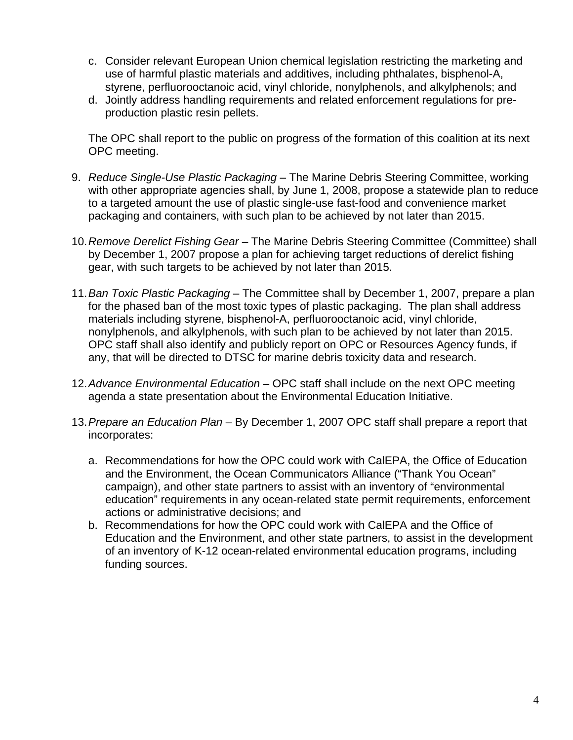c. Consider relevant European Union chemical legislation restricting the marketing and use of harmful plastic materials and additives, including phthalates, bisphenol-A, styrene, perfluorooctanoic acid, vinyl chloride, nonylphenols, and alkylphenols; and
d. Jointly address handling requirements and related enforcement regulations for pre-production plastic resin pellets.

The OPC shall report to the public on progress of the formation of this coalition at its next OPC meeting.

9. *Reduce Single-Use Plastic Packaging* – The Marine Debris Steering Committee, working with other appropriate agencies shall, by June 1, 2008, propose a statewide plan to reduce to a targeted amount the use of plastic single-use fast-food and convenience market packaging and containers, with such plan to be achieved by not later than 2015.

10. *Remove Derelict Fishing Gear* – The Marine Debris Steering Committee (Committee) shall by December 1, 2007 propose a plan for achieving target reductions of derelict fishing gear, with such targets to be achieved by not later than 2015.

11. *Ban Toxic Plastic Packaging* – The Committee shall by December 1, 2007, prepare a plan for the phased ban of the most toxic types of plastic packaging. The plan shall address materials including styrene, bisphenol-A, perfluorooctanoic acid, vinyl chloride, nonylphenols, and alkylphenols, with such plan to be achieved by not later than 2015. OPC staff shall also identify and publicly report on OPC or Resources Agency funds, if any, that will be directed to DTSC for marine debris toxicity data and research.

12. *Advance Environmental Education* – OPC staff shall include on the next OPC meeting agenda a state presentation about the Environmental Education Initiative.

13. *Prepare an Education Plan* – By December 1, 2007 OPC staff shall prepare a report that incorporates:

    a. Recommendations for how the OPC could work with CalEPA, the Office of Education and the Environment, the Ocean Communicators Alliance ("Thank You Ocean" campaign), and other state partners to assist with an inventory of "environmental education" requirements in any ocean-related state permit requirements, enforcement actions or administrative decisions; and
    b. Recommendations for how the OPC could work with CalEPA and the Office of Education and the Environment, and other state partners, to assist in the development of an inventory of K-12 ocean-related environmental education programs, including funding sources.